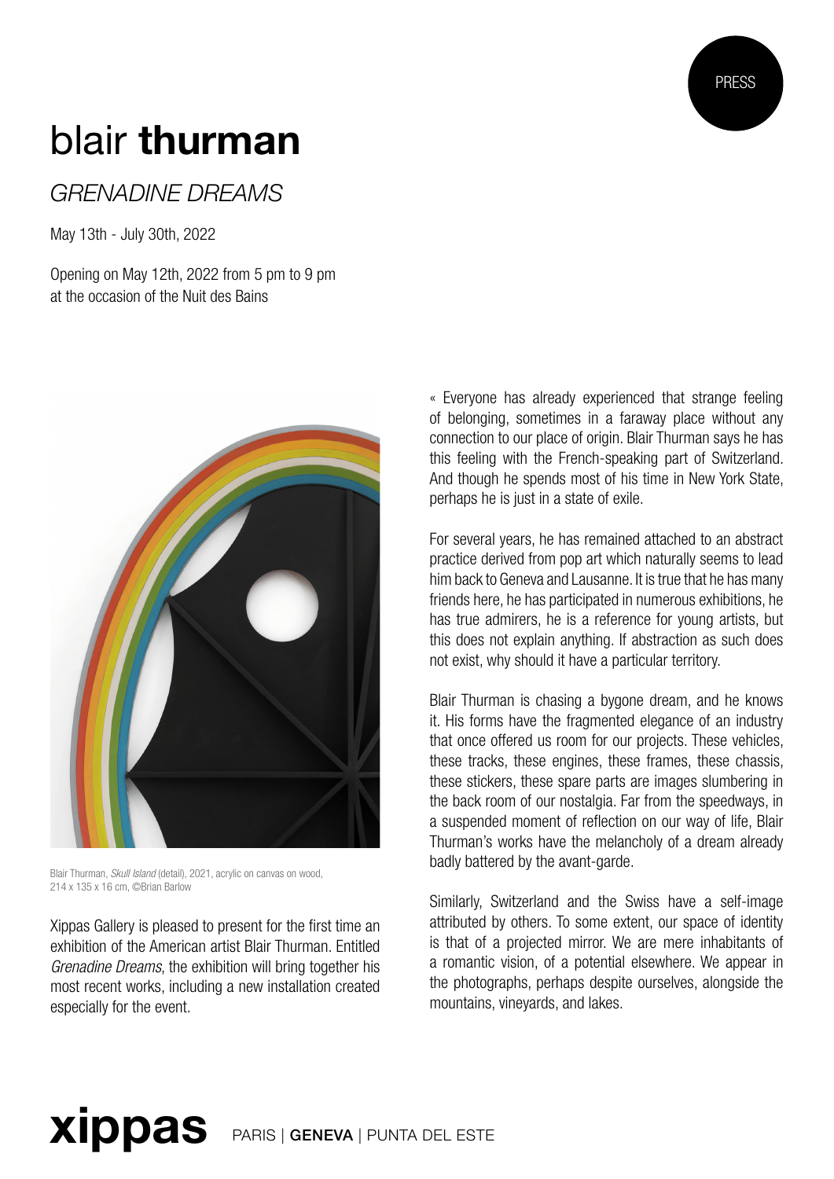PRESS

# blair **thurman**

## *GRENADINE DREAMS*

May 13th - July 30th, 2022

Opening on May 12th, 2022 from 5 pm to 9 pm
at the occasion of the Nuit des Bains

Blair Thurman, *Skull Island* (detail), 2021, acrylic on canvas on wood, 214 x 135 x 16 cm, ©Brian Barlow

Xippas Gallery is pleased to present for the first time an exhibition of the American artist Blair Thurman. Entitled *Grenadine Dreams*, the exhibition will bring together his most recent works, including a new installation created especially for the event.

« Everyone has already experienced that strange feeling of belonging, sometimes in a faraway place without any connection to our place of origin. Blair Thurman says he has this feeling with the French-speaking part of Switzerland. And though he spends most of his time in New York State, perhaps he is just in a state of exile.

For several years, he has remained attached to an abstract practice derived from pop art which naturally seems to lead him back to Geneva and Lausanne. It is true that he has many friends here, he has participated in numerous exhibitions, he has true admirers, he is a reference for young artists, but this does not explain anything. If abstraction as such does not exist, why should it have a particular territory.

Blair Thurman is chasing a bygone dream, and he knows it. His forms have the fragmented elegance of an industry that once offered us room for our projects. These vehicles, these tracks, these engines, these frames, these chassis, these stickers, these spare parts are images slumbering in the back room of our nostalgia. Far from the speedways, in a suspended moment of reflection on our way of life, Blair Thurman's works have the melancholy of a dream already badly battered by the avant-garde.

Similarly, Switzerland and the Swiss have a self-image attributed by others. To some extent, our space of identity is that of a projected mirror. We are mere inhabitants of a romantic vision, of a potential elsewhere. We appear in the photographs, perhaps despite ourselves, alongside the mountains, vineyards, and lakes.

**xippas** PARIS | **GENEVA** | PUNTA DEL ESTE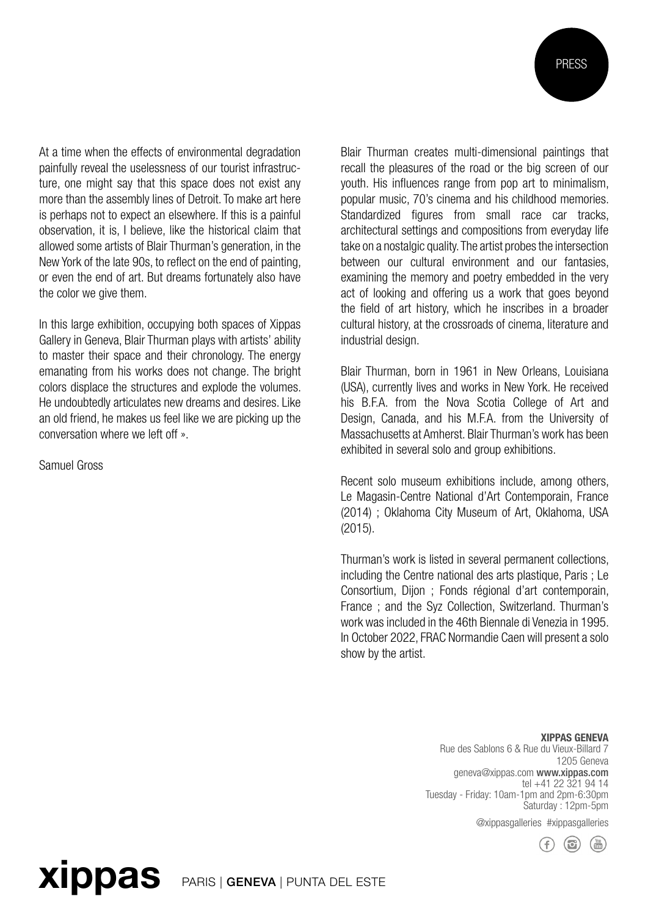At a time when the effects of environmental degradation painfully reveal the uselessness of our tourist infrastructure, one might say that this space does not exist any more than the assembly lines of Detroit. To make art here is perhaps not to expect an elsewhere. If this is a painful observation, it is, I believe, like the historical claim that allowed some artists of Blair Thurman's generation, in the New York of the late 90s, to reflect on the end of painting, or even the end of art. But dreams fortunately also have the color we give them.

In this large exhibition, occupying both spaces of Xippas Gallery in Geneva, Blair Thurman plays with artists' ability to master their space and their chronology. The energy emanating from his works does not change. The bright colors displace the structures and explode the volumes. He undoubtedly articulates new dreams and desires. Like an old friend, he makes us feel like we are picking up the conversation where we left off ».

Samuel Gross

Blair Thurman creates multi-dimensional paintings that recall the pleasures of the road or the big screen of our youth. His influences range from pop art to minimalism, popular music, 70's cinema and his childhood memories. Standardized figures from small race car tracks, architectural settings and compositions from everyday life take on a nostalgic quality. The artist probes the intersection between our cultural environment and our fantasies, examining the memory and poetry embedded in the very act of looking and offering us a work that goes beyond the field of art history, which he inscribes in a broader cultural history, at the crossroads of cinema, literature and industrial design.

Blair Thurman, born in 1961 in New Orleans, Louisiana (USA), currently lives and works in New York. He received his B.F.A. from the Nova Scotia College of Art and Design, Canada, and his M.F.A. from the University of Massachusetts at Amherst. Blair Thurman's work has been exhibited in several solo and group exhibitions.

Recent solo museum exhibitions include, among others, Le Magasin-Centre National d'Art Contemporain, France (2014) ; Oklahoma City Museum of Art, Oklahoma, USA (2015).

Thurman's work is listed in several permanent collections, including the Centre national des arts plastique, Paris ; Le Consortium, Dijon ; Fonds régional d'art contemporain, France ; and the Syz Collection, Switzerland. Thurman's work was included in the 46th Biennale di Venezia in 1995. In October 2022, FRAC Normandie Caen will present a solo show by the artist.

**XIPPAS GENEVA**
Rue des Sablons 6 & Rue du Vieux-Billard 7
1205 Geneva
geneva@xippas.com **www.xippas.com**
tel +41 22 321 94 14
Tuesday - Friday: 10am-1pm and 2pm-6:30pm
Saturday : 12pm-5pm

@xippasgalleries #xippasgalleries